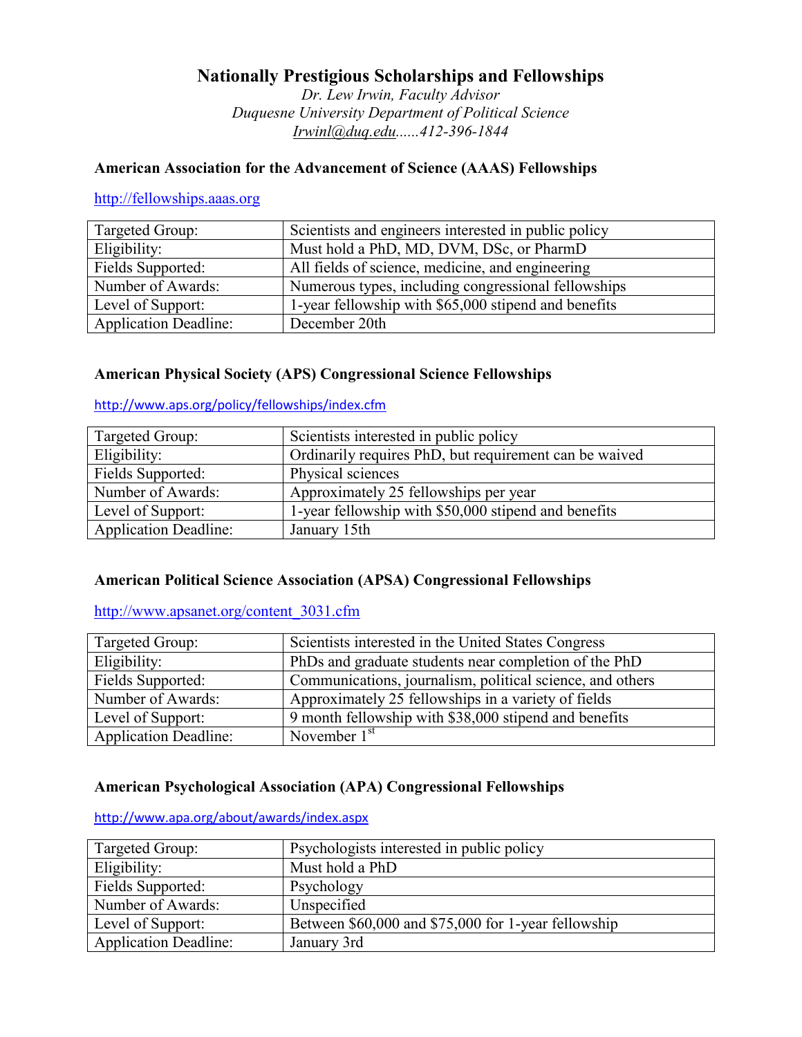# Nationally Prestigious Scholarships and Fellowships

*Dr. Lew Irwin, Faculty Advisor*
*Duquesne University Department of Political Science*
*Irwinl@duq.edu......412-396-1844*

### American Association for the Advancement of Science (AAAS) Fellowships

http://fellowships.aaas.org

| | |
|---|---|
| Targeted Group: | Scientists and engineers interested in public policy |
| Eligibility: | Must hold a PhD, MD, DVM, DSc, or PharmD |
| Fields Supported: | All fields of science, medicine, and engineering |
| Number of Awards: | Numerous types, including congressional fellowships |
| Level of Support: | 1-year fellowship with $65,000 stipend and benefits |
| Application Deadline: | December 20th |

### American Physical Society (APS) Congressional Science Fellowships

http://www.aps.org/policy/fellowships/index.cfm

| | |
|---|---|
| Targeted Group: | Scientists interested in public policy |
| Eligibility: | Ordinarily requires PhD, but requirement can be waived |
| Fields Supported: | Physical sciences |
| Number of Awards: | Approximately 25 fellowships per year |
| Level of Support: | 1-year fellowship with $50,000 stipend and benefits |
| Application Deadline: | January 15th |

### American Political Science Association (APSA) Congressional Fellowships

http://www.apsanet.org/content_3031.cfm

| | |
|---|---|
| Targeted Group: | Scientists interested in the United States Congress |
| Eligibility: | PhDs and graduate students near completion of the PhD |
| Fields Supported: | Communications, journalism, political science, and others |
| Number of Awards: | Approximately 25 fellowships in a variety of fields |
| Level of Support: | 9 month fellowship with $38,000 stipend and benefits |
| Application Deadline: | November 1st |

### American Psychological Association (APA) Congressional Fellowships

http://www.apa.org/about/awards/index.aspx

| | |
|---|---|
| Targeted Group: | Psychologists interested in public policy |
| Eligibility: | Must hold a PhD |
| Fields Supported: | Psychology |
| Number of Awards: | Unspecified |
| Level of Support: | Between $60,000 and $75,000 for 1-year fellowship |
| Application Deadline: | January 3rd |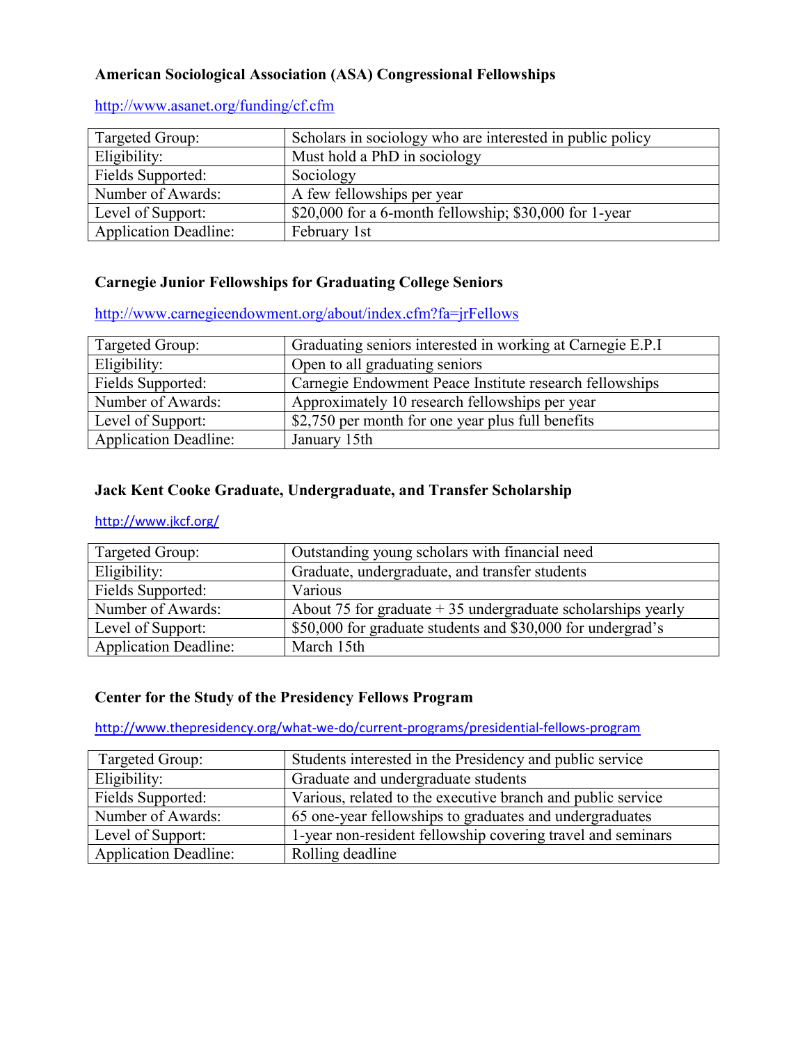### American Sociological Association (ASA) Congressional Fellowships

http://www.asanet.org/funding/cf.cfm

| | |
|---|---|
| Targeted Group: | Scholars in sociology who are interested in public policy |
| Eligibility: | Must hold a PhD in sociology |
| Fields Supported: | Sociology |
| Number of Awards: | A few fellowships per year |
| Level of Support: | $20,000 for a 6-month fellowship; $30,000 for 1-year |
| Application Deadline: | February 1st |

### Carnegie Junior Fellowships for Graduating College Seniors

http://www.carnegieendowment.org/about/index.cfm?fa=jrFellows

| | |
|---|---|
| Targeted Group: | Graduating seniors interested in working at Carnegie E.P.I |
| Eligibility: | Open to all graduating seniors |
| Fields Supported: | Carnegie Endowment Peace Institute research fellowships |
| Number of Awards: | Approximately 10 research fellowships per year |
| Level of Support: | $2,750 per month for one year plus full benefits |
| Application Deadline: | January 15th |

### Jack Kent Cooke Graduate, Undergraduate, and Transfer Scholarship

http://www.jkcf.org/

| | |
|---|---|
| Targeted Group: | Outstanding young scholars with financial need |
| Eligibility: | Graduate, undergraduate, and transfer students |
| Fields Supported: | Various |
| Number of Awards: | About 75 for graduate + 35 undergraduate scholarships yearly |
| Level of Support: | $50,000 for graduate students and $30,000 for undergrad's |
| Application Deadline: | March 15th |

### Center for the Study of the Presidency Fellows Program

http://www.thepresidency.org/what-we-do/current-programs/presidential-fellows-program

| | |
|---|---|
| Targeted Group: | Students interested in the Presidency and public service |
| Eligibility: | Graduate and undergraduate students |
| Fields Supported: | Various, related to the executive branch and public service |
| Number of Awards: | 65 one-year fellowships to graduates and undergraduates |
| Level of Support: | 1-year non-resident fellowship covering travel and seminars |
| Application Deadline: | Rolling deadline |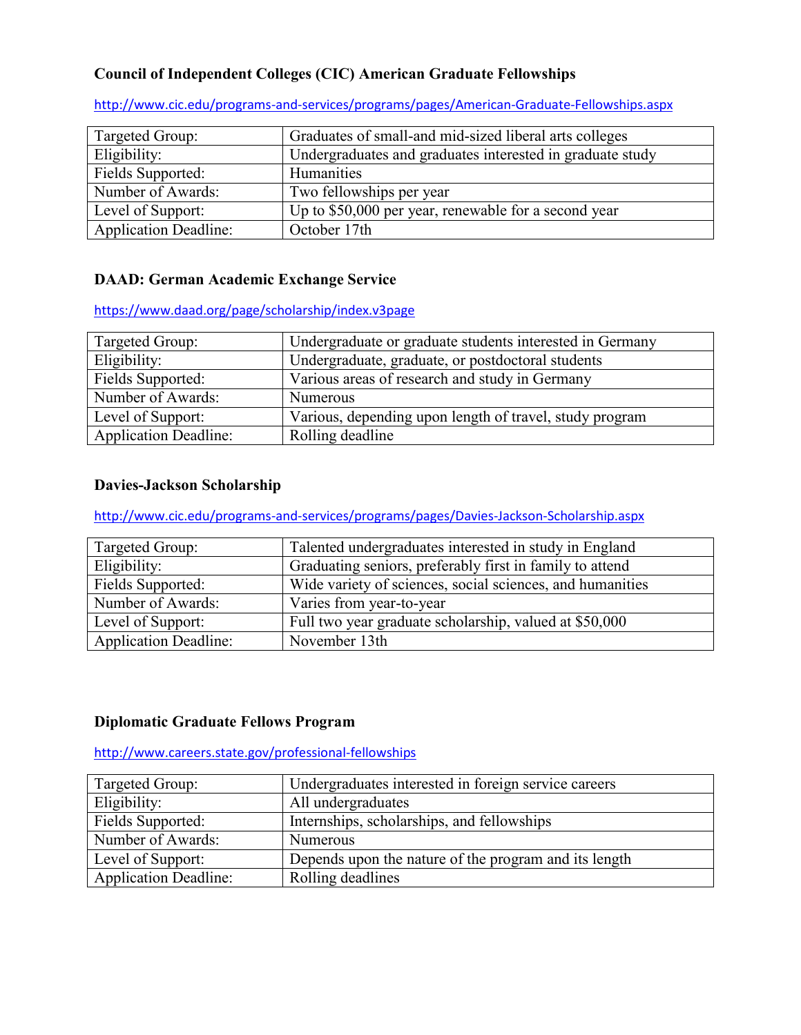### Council of Independent Colleges (CIC) American Graduate Fellowships

http://www.cic.edu/programs-and-services/programs/pages/American-Graduate-Fellowships.aspx

| Targeted Group: | Graduates of small-and mid-sized liberal arts colleges |
|---|---|
| Eligibility: | Undergraduates and graduates interested in graduate study |
| Fields Supported: | Humanities |
| Number of Awards: | Two fellowships per year |
| Level of Support: | Up to $50,000 per year, renewable for a second year |
| Application Deadline: | October 17th |

### DAAD: German Academic Exchange Service

https://www.daad.org/page/scholarship/index.v3page

| Targeted Group: | Undergraduate or graduate students interested in Germany |
|---|---|
| Eligibility: | Undergraduate, graduate, or postdoctoral students |
| Fields Supported: | Various areas of research and study in Germany |
| Number of Awards: | Numerous |
| Level of Support: | Various, depending upon length of travel, study program |
| Application Deadline: | Rolling deadline |

### Davies-Jackson Scholarship

http://www.cic.edu/programs-and-services/programs/pages/Davies-Jackson-Scholarship.aspx

| Targeted Group: | Talented undergraduates interested in study in England |
|---|---|
| Eligibility: | Graduating seniors, preferably first in family to attend |
| Fields Supported: | Wide variety of sciences, social sciences, and humanities |
| Number of Awards: | Varies from year-to-year |
| Level of Support: | Full two year graduate scholarship, valued at $50,000 |
| Application Deadline: | November 13th |

### Diplomatic Graduate Fellows Program

http://www.careers.state.gov/professional-fellowships

| Targeted Group: | Undergraduates interested in foreign service careers |
|---|---|
| Eligibility: | All undergraduates |
| Fields Supported: | Internships, scholarships, and fellowships |
| Number of Awards: | Numerous |
| Level of Support: | Depends upon the nature of the program and its length |
| Application Deadline: | Rolling deadlines |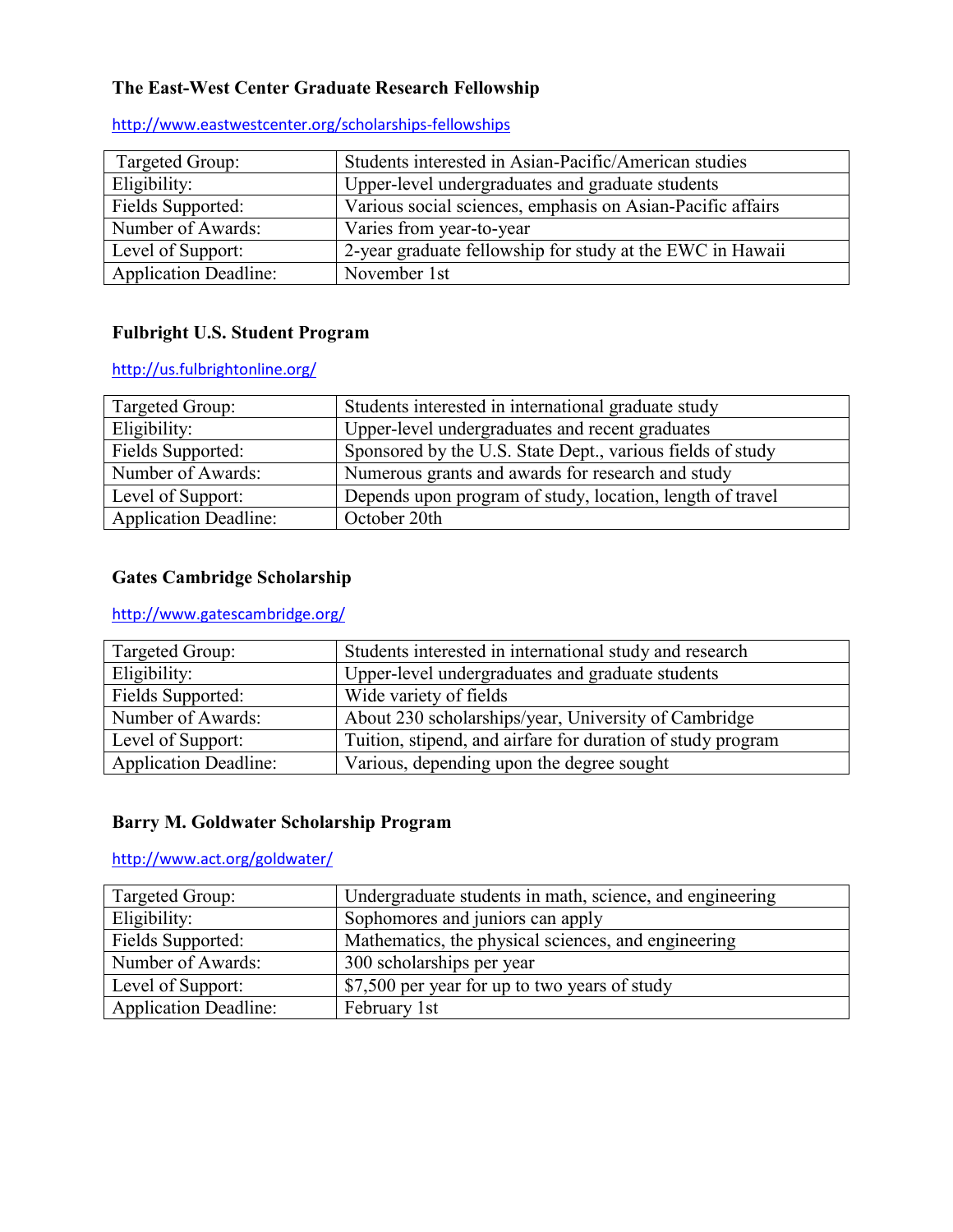### The East-West Center Graduate Research Fellowship

http://www.eastwestcenter.org/scholarships-fellowships

| | |
|---|---|
| Targeted Group: | Students interested in Asian-Pacific/American studies |
| Eligibility: | Upper-level undergraduates and graduate students |
| Fields Supported: | Various social sciences, emphasis on Asian-Pacific affairs |
| Number of Awards: | Varies from year-to-year |
| Level of Support: | 2-year graduate fellowship for study at the EWC in Hawaii |
| Application Deadline: | November 1st |

### Fulbright U.S. Student Program

http://us.fulbrightonline.org/

| | |
|---|---|
| Targeted Group: | Students interested in international graduate study |
| Eligibility: | Upper-level undergraduates and recent graduates |
| Fields Supported: | Sponsored by the U.S. State Dept., various fields of study |
| Number of Awards: | Numerous grants and awards for research and study |
| Level of Support: | Depends upon program of study, location, length of travel |
| Application Deadline: | October 20th |

### Gates Cambridge Scholarship

http://www.gatescambridge.org/

| | |
|---|---|
| Targeted Group: | Students interested in international study and research |
| Eligibility: | Upper-level undergraduates and graduate students |
| Fields Supported: | Wide variety of fields |
| Number of Awards: | About 230 scholarships/year, University of Cambridge |
| Level of Support: | Tuition, stipend, and airfare for duration of study program |
| Application Deadline: | Various, depending upon the degree sought |

### Barry M. Goldwater Scholarship Program

http://www.act.org/goldwater/

| | |
|---|---|
| Targeted Group: | Undergraduate students in math, science, and engineering |
| Eligibility: | Sophomores and juniors can apply |
| Fields Supported: | Mathematics, the physical sciences, and engineering |
| Number of Awards: | 300 scholarships per year |
| Level of Support: | $7,500 per year for up to two years of study |
| Application Deadline: | February 1st |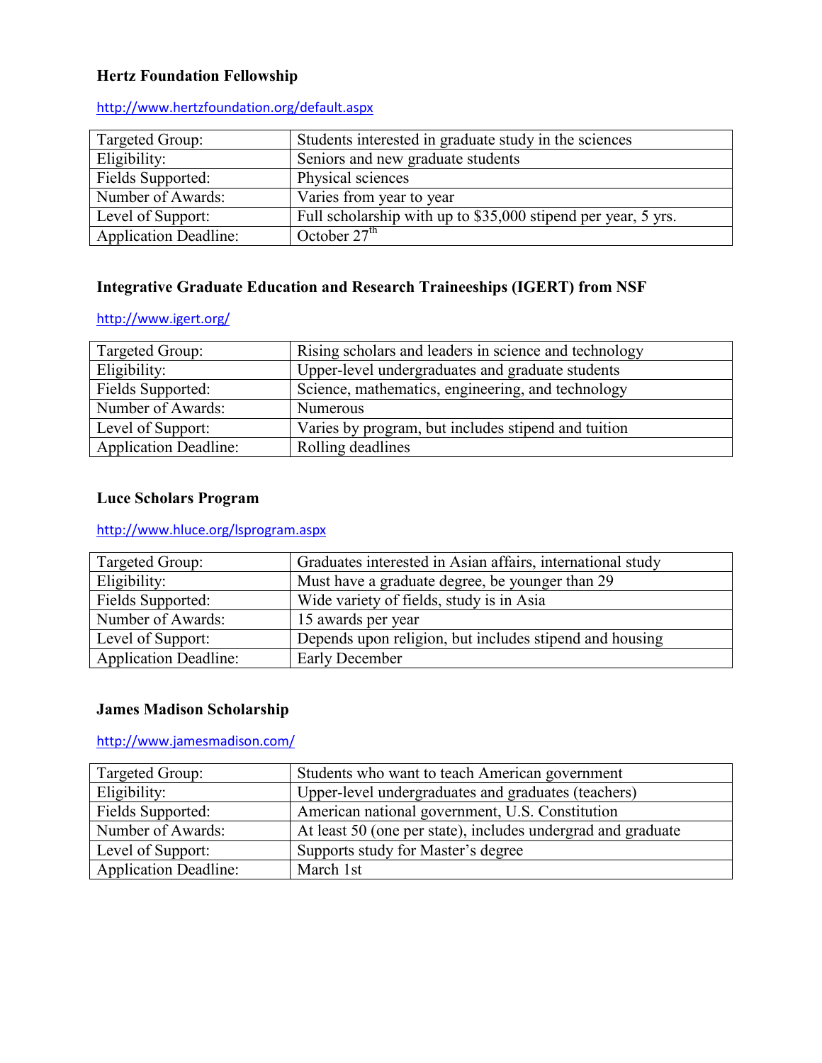### Hertz Foundation Fellowship

http://www.hertzfoundation.org/default.aspx

| | |
|---|---|
| Targeted Group: | Students interested in graduate study in the sciences |
| Eligibility: | Seniors and new graduate students |
| Fields Supported: | Physical sciences |
| Number of Awards: | Varies from year to year |
| Level of Support: | Full scholarship with up to $35,000 stipend per year, 5 yrs. |
| Application Deadline: | October 27th |

### Integrative Graduate Education and Research Traineeships (IGERT) from NSF

http://www.igert.org/

| | |
|---|---|
| Targeted Group: | Rising scholars and leaders in science and technology |
| Eligibility: | Upper-level undergraduates and graduate students |
| Fields Supported: | Science, mathematics, engineering, and technology |
| Number of Awards: | Numerous |
| Level of Support: | Varies by program, but includes stipend and tuition |
| Application Deadline: | Rolling deadlines |

### Luce Scholars Program

http://www.hluce.org/lsprogram.aspx

| | |
|---|---|
| Targeted Group: | Graduates interested in Asian affairs, international study |
| Eligibility: | Must have a graduate degree, be younger than 29 |
| Fields Supported: | Wide variety of fields, study is in Asia |
| Number of Awards: | 15 awards per year |
| Level of Support: | Depends upon religion, but includes stipend and housing |
| Application Deadline: | Early December |

### James Madison Scholarship

http://www.jamesmadison.com/

| | |
|---|---|
| Targeted Group: | Students who want to teach American government |
| Eligibility: | Upper-level undergraduates and graduates (teachers) |
| Fields Supported: | American national government, U.S. Constitution |
| Number of Awards: | At least 50 (one per state), includes undergrad and graduate |
| Level of Support: | Supports study for Master's degree |
| Application Deadline: | March 1st |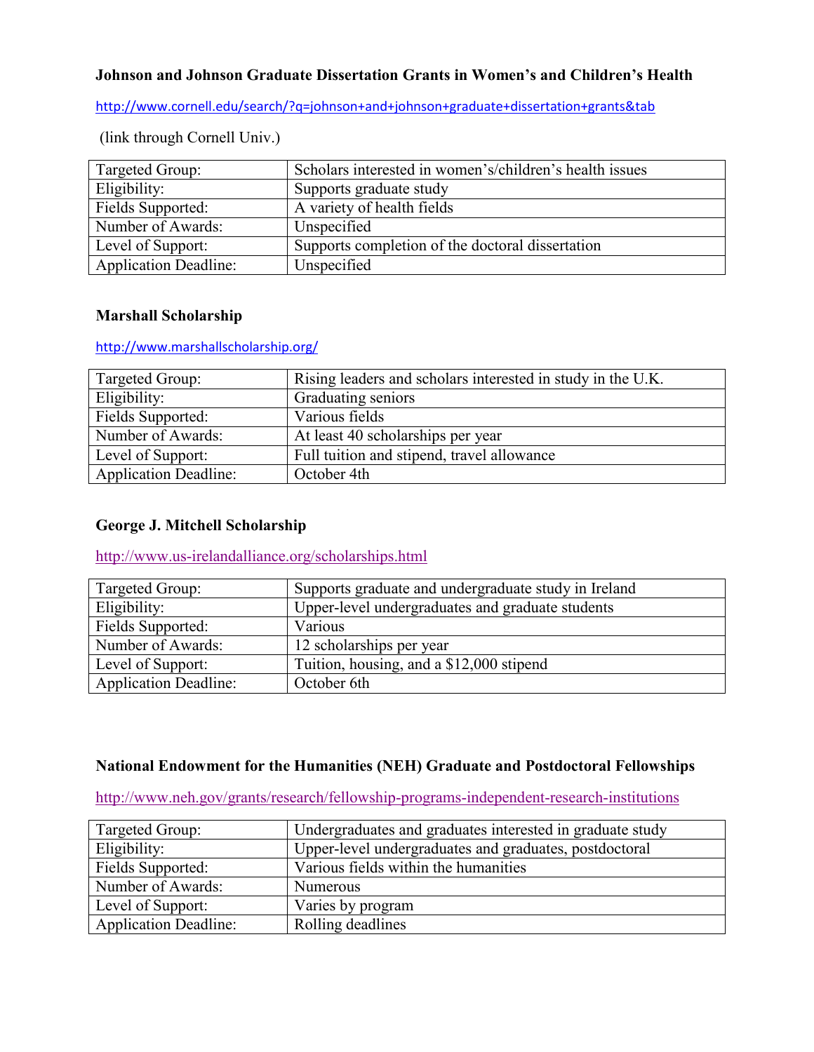### Johnson and Johnson Graduate Dissertation Grants in Women's and Children's Health

http://www.cornell.edu/search/?q=johnson+and+johnson+graduate+dissertation+grants&tab

(link through Cornell Univ.)

| Targeted Group: | Scholars interested in women's/children's health issues |
|---|---|
| Eligibility: | Supports graduate study |
| Fields Supported: | A variety of health fields |
| Number of Awards: | Unspecified |
| Level of Support: | Supports completion of the doctoral dissertation |
| Application Deadline: | Unspecified |

### Marshall Scholarship

http://www.marshallscholarship.org/

| Targeted Group: | Rising leaders and scholars interested in study in the U.K. |
|---|---|
| Eligibility: | Graduating seniors |
| Fields Supported: | Various fields |
| Number of Awards: | At least 40 scholarships per year |
| Level of Support: | Full tuition and stipend, travel allowance |
| Application Deadline: | October 4th |

### George J. Mitchell Scholarship

http://www.us-irelandalliance.org/scholarships.html

| Targeted Group: | Supports graduate and undergraduate study in Ireland |
|---|---|
| Eligibility: | Upper-level undergraduates and graduate students |
| Fields Supported: | Various |
| Number of Awards: | 12 scholarships per year |
| Level of Support: | Tuition, housing, and a $12,000 stipend |
| Application Deadline: | October 6th |

### National Endowment for the Humanities (NEH) Graduate and Postdoctoral Fellowships

http://www.neh.gov/grants/research/fellowship-programs-independent-research-institutions

| Targeted Group: | Undergraduates and graduates interested in graduate study |
|---|---|
| Eligibility: | Upper-level undergraduates and graduates, postdoctoral |
| Fields Supported: | Various fields within the humanities |
| Number of Awards: | Numerous |
| Level of Support: | Varies by program |
| Application Deadline: | Rolling deadlines |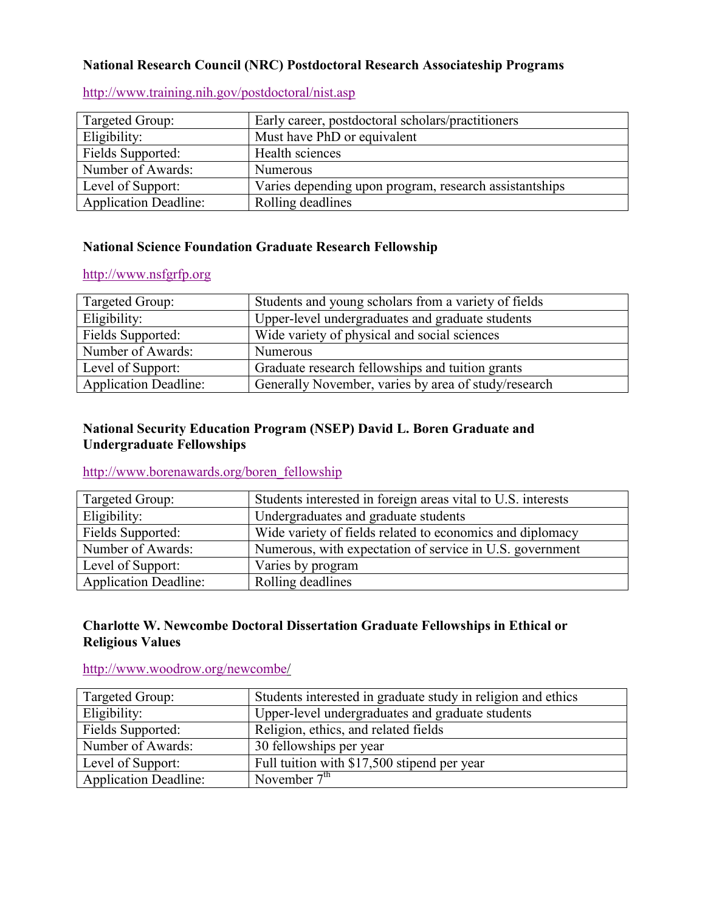**National Research Council (NRC) Postdoctoral Research Associateship Programs**

http://www.training.nih.gov/postdoctoral/nist.asp

| | |
|---|---|
| Targeted Group: | Early career, postdoctoral scholars/practitioners |
| Eligibility: | Must have PhD or equivalent |
| Fields Supported: | Health sciences |
| Number of Awards: | Numerous |
| Level of Support: | Varies depending upon program, research assistantships |
| Application Deadline: | Rolling deadlines |

**National Science Foundation Graduate Research Fellowship**

http://www.nsfgrfp.org

| | |
|---|---|
| Targeted Group: | Students and young scholars from a variety of fields |
| Eligibility: | Upper-level undergraduates and graduate students |
| Fields Supported: | Wide variety of physical and social sciences |
| Number of Awards: | Numerous |
| Level of Support: | Graduate research fellowships and tuition grants |
| Application Deadline: | Generally November, varies by area of study/research |

**National Security Education Program (NSEP) David L. Boren Graduate and Undergraduate Fellowships**

http://www.borenawards.org/boren_fellowship

| | |
|---|---|
| Targeted Group: | Students interested in foreign areas vital to U.S. interests |
| Eligibility: | Undergraduates and graduate students |
| Fields Supported: | Wide variety of fields related to economics and diplomacy |
| Number of Awards: | Numerous, with expectation of service in U.S. government |
| Level of Support: | Varies by program |
| Application Deadline: | Rolling deadlines |

**Charlotte W. Newcombe Doctoral Dissertation Graduate Fellowships in Ethical or Religious Values**

http://www.woodrow.org/newcombe/

| | |
|---|---|
| Targeted Group: | Students interested in graduate study in religion and ethics |
| Eligibility: | Upper-level undergraduates and graduate students |
| Fields Supported: | Religion, ethics, and related fields |
| Number of Awards: | 30 fellowships per year |
| Level of Support: | Full tuition with $17,500 stipend per year |
| Application Deadline: | November 7th |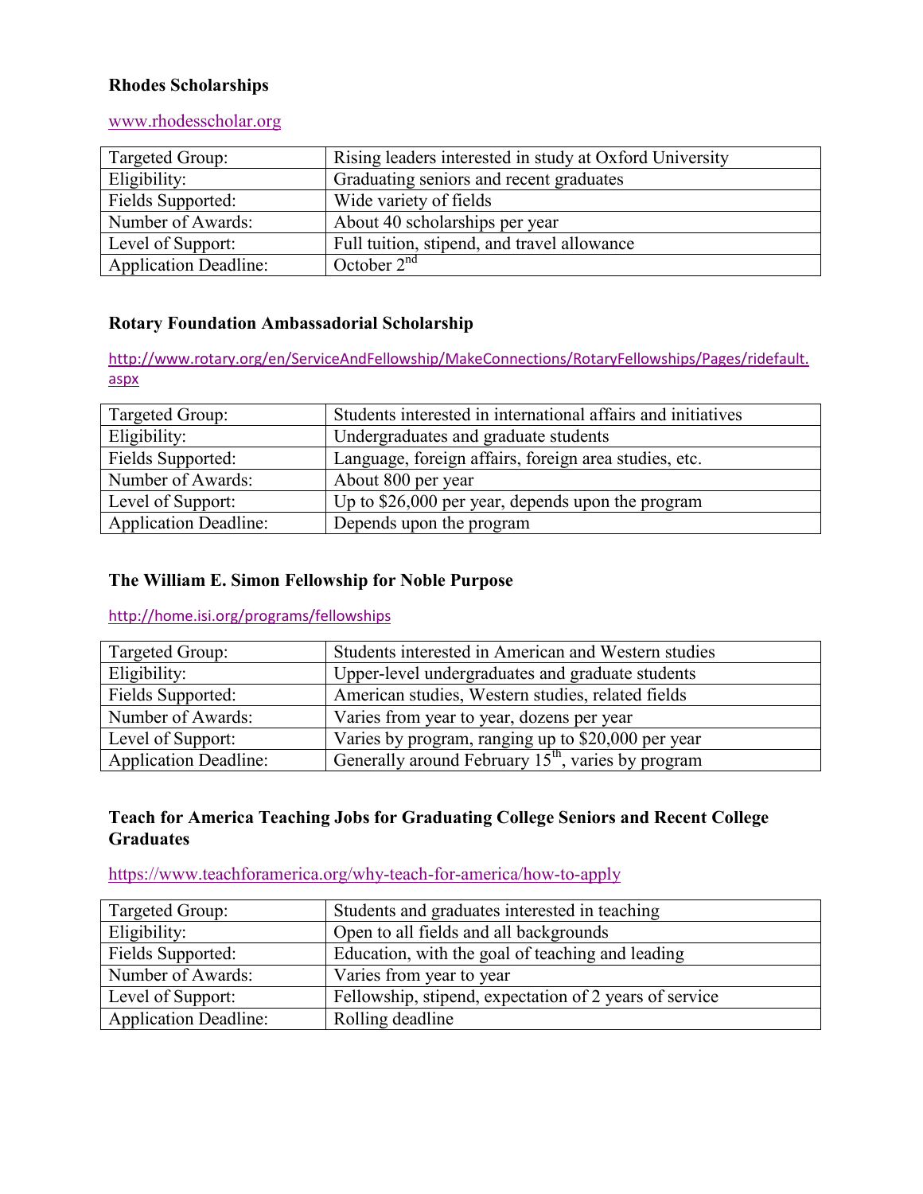**Rhodes Scholarships**

www.rhodesscholar.org

| Targeted Group: | Rising leaders interested in study at Oxford University |
|---|---|
| Eligibility: | Graduating seniors and recent graduates |
| Fields Supported: | Wide variety of fields |
| Number of Awards: | About 40 scholarships per year |
| Level of Support: | Full tuition, stipend, and travel allowance |
| Application Deadline: | October 2nd |

**Rotary Foundation Ambassadorial Scholarship**

http://www.rotary.org/en/ServiceAndFellowship/MakeConnections/RotaryFellowships/Pages/ridefault.aspx

| Targeted Group: | Students interested in international affairs and initiatives |
|---|---|
| Eligibility: | Undergraduates and graduate students |
| Fields Supported: | Language, foreign affairs, foreign area studies, etc. |
| Number of Awards: | About 800 per year |
| Level of Support: | Up to $26,000 per year, depends upon the program |
| Application Deadline: | Depends upon the program |

**The William E. Simon Fellowship for Noble Purpose**

http://home.isi.org/programs/fellowships

| Targeted Group: | Students interested in American and Western studies |
|---|---|
| Eligibility: | Upper-level undergraduates and graduate students |
| Fields Supported: | American studies, Western studies, related fields |
| Number of Awards: | Varies from year to year, dozens per year |
| Level of Support: | Varies by program, ranging up to $20,000 per year |
| Application Deadline: | Generally around February 15th, varies by program |

**Teach for America Teaching Jobs for Graduating College Seniors and Recent College Graduates**

https://www.teachforamerica.org/why-teach-for-america/how-to-apply

| Targeted Group: | Students and graduates interested in teaching |
|---|---|
| Eligibility: | Open to all fields and all backgrounds |
| Fields Supported: | Education, with the goal of teaching and leading |
| Number of Awards: | Varies from year to year |
| Level of Support: | Fellowship, stipend, expectation of 2 years of service |
| Application Deadline: | Rolling deadline |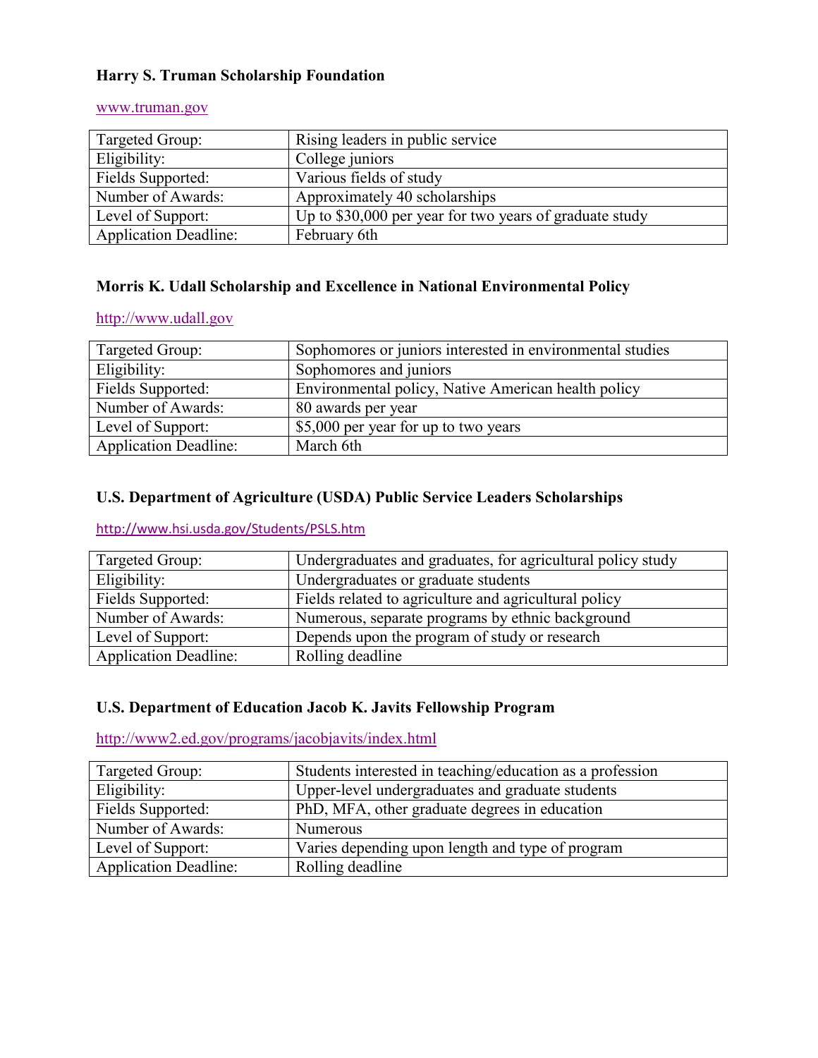### Harry S. Truman Scholarship Foundation

[www.truman.gov](http://www.truman.gov)

| | |
|---|---|
| Targeted Group: | Rising leaders in public service |
| Eligibility: | College juniors |
| Fields Supported: | Various fields of study |
| Number of Awards: | Approximately 40 scholarships |
| Level of Support: | Up to $30,000 per year for two years of graduate study |
| Application Deadline: | February 6th |

### Morris K. Udall Scholarship and Excellence in National Environmental Policy

[http://www.udall.gov](http://www.udall.gov)

| | |
|---|---|
| Targeted Group: | Sophomores or juniors interested in environmental studies |
| Eligibility: | Sophomores and juniors |
| Fields Supported: | Environmental policy, Native American health policy |
| Number of Awards: | 80 awards per year |
| Level of Support: | $5,000 per year for up to two years |
| Application Deadline: | March 6th |

### U.S. Department of Agriculture (USDA) Public Service Leaders Scholarships

[http://www.hsi.usda.gov/Students/PSLS.htm](http://www.hsi.usda.gov/Students/PSLS.htm)

| | |
|---|---|
| Targeted Group: | Undergraduates and graduates, for agricultural policy study |
| Eligibility: | Undergraduates or graduate students |
| Fields Supported: | Fields related to agriculture and agricultural policy |
| Number of Awards: | Numerous, separate programs by ethnic background |
| Level of Support: | Depends upon the program of study or research |
| Application Deadline: | Rolling deadline |

### U.S. Department of Education Jacob K. Javits Fellowship Program

[http://www2.ed.gov/programs/jacobjavits/index.html](http://www2.ed.gov/programs/jacobjavits/index.html)

| | |
|---|---|
| Targeted Group: | Students interested in teaching/education as a profession |
| Eligibility: | Upper-level undergraduates and graduate students |
| Fields Supported: | PhD, MFA, other graduate degrees in education |
| Number of Awards: | Numerous |
| Level of Support: | Varies depending upon length and type of program |
| Application Deadline: | Rolling deadline |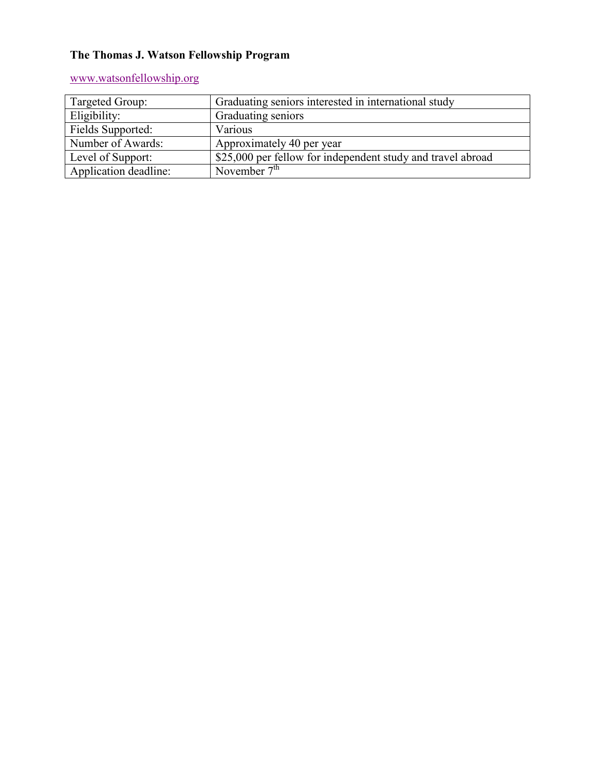**The Thomas J. Watson Fellowship Program**

www.watsonfellowship.org

| | |
|---|---|
| Targeted Group: | Graduating seniors interested in international study |
| Eligibility: | Graduating seniors |
| Fields Supported: | Various |
| Number of Awards: | Approximately 40 per year |
| Level of Support: | $25,000 per fellow for independent study and travel abroad |
| Application deadline: | November 7th |